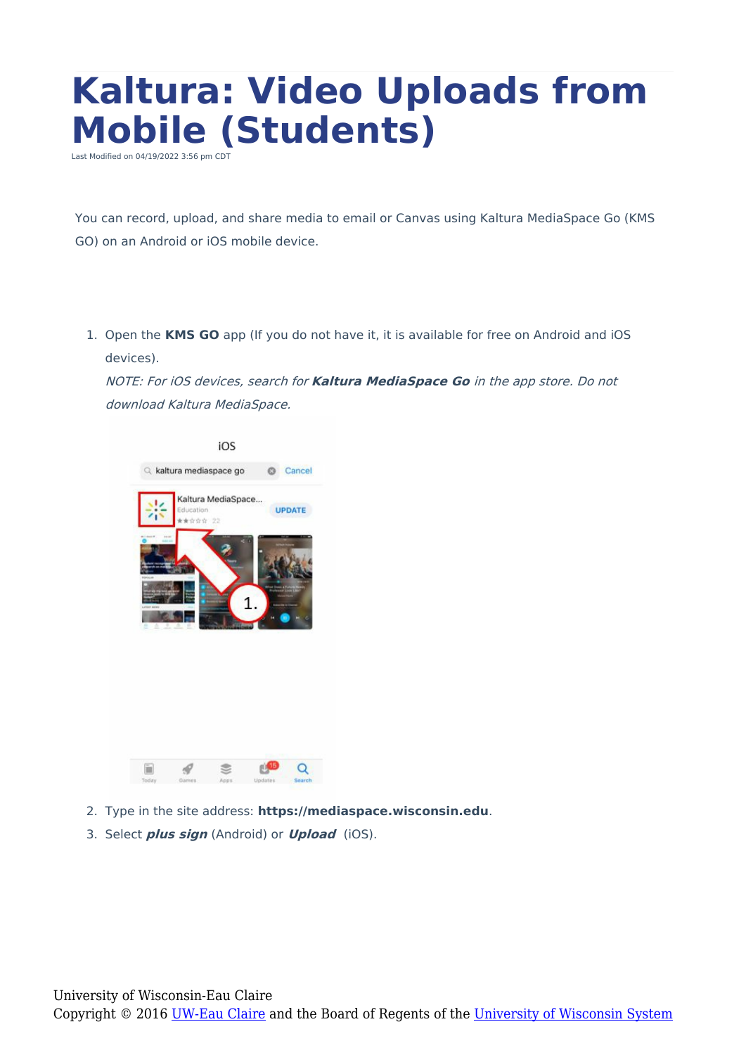# Kaltura: Video Uploads from Mobile (Students)

Last Modified on 04/19/2022 3:56 pm CDT

You can record, upload, and share media to email or Canvas using Kaltura MediaSpace Go (KMS GO) on an Android or iOS mobile device.

1. Open the **KMS GO** app (If you do not have it, it is available for free on Android and iOS devices).
   *NOTE: For iOS devices, search for **Kaltura MediaSpace Go** in the app store. Do not download Kaltura MediaSpace.*
2. Type in the site address: **https://mediaspace.wisconsin.edu**.
3. Select ***plus sign*** (Android) or ***Upload*** (iOS).

University of Wisconsin-Eau Claire
Copyright © 2016 UW-Eau Claire and the Board of Regents of the University of Wisconsin System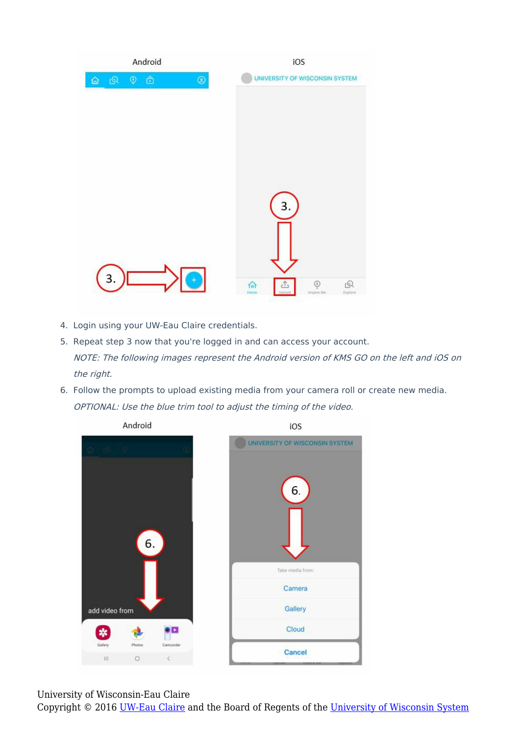4. Login using your UW-Eau Claire credentials.
5. Repeat step 3 now that you're logged in and can access your account.

   *NOTE: The following images represent the Android version of KMS GO on the left and iOS on the right.*
6. Follow the prompts to upload existing media from your camera roll or create new media.

   *OPTIONAL: Use the blue trim tool to adjust the timing of the video.*

University of Wisconsin-Eau Claire
Copyright © 2016 UW-Eau Claire and the Board of Regents of the University of Wisconsin System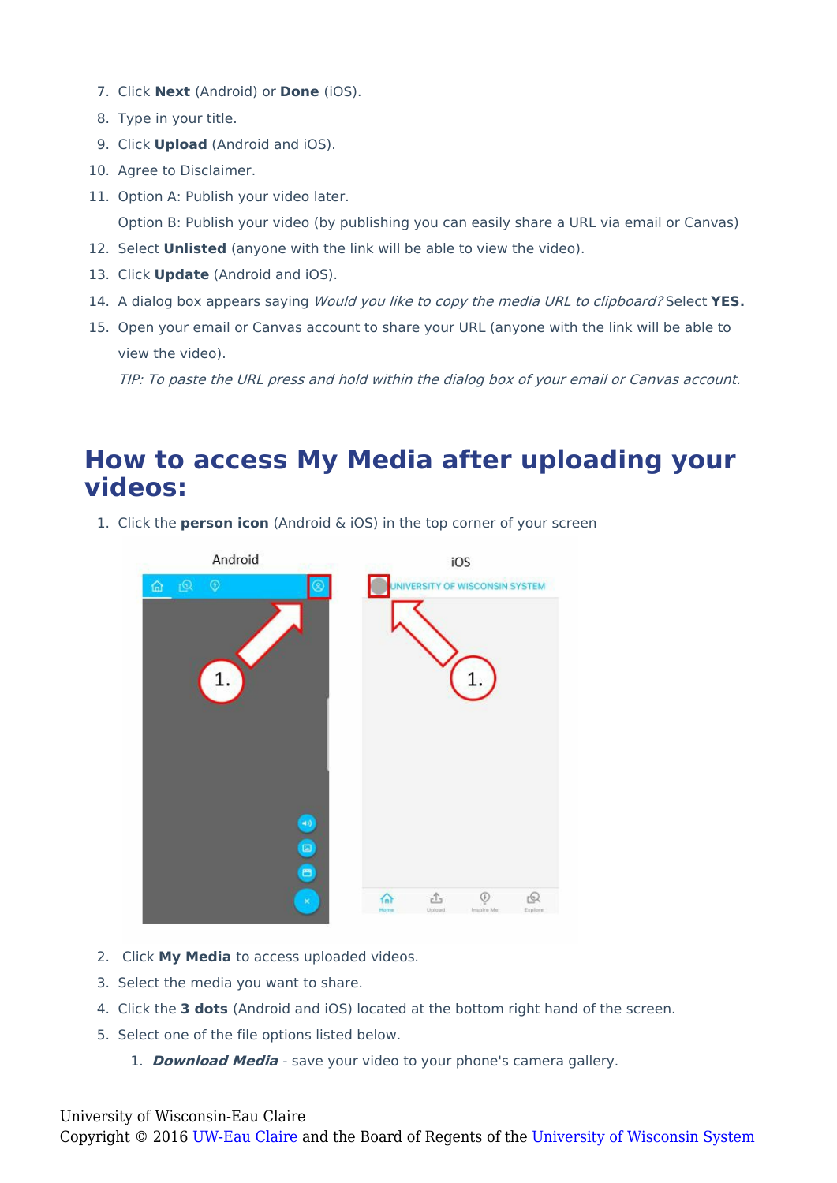7. Click **Next** (Android) or **Done** (iOS).
8. Type in your title.
9. Click **Upload** (Android and iOS).
10. Agree to Disclaimer.
11. Option A: Publish your video later.

    Option B: Publish your video (by publishing you can easily share a URL via email or Canvas)
12. Select **Unlisted** (anyone with the link will be able to view the video).
13. Click **Update** (Android and iOS).
14. A dialog box appears saying *Would you like to copy the media URL to clipboard?* Select **YES.**
15. Open your email or Canvas account to share your URL (anyone with the link will be able to view the video).

    *TIP: To paste the URL press and hold within the dialog box of your email or Canvas account.*

## How to access My Media after uploading your videos:

1. Click the **person icon** (Android & iOS) in the top corner of your screen
2. Click **My Media** to access uploaded videos.
3. Select the media you want to share.
4. Click the **3 dots** (Android and iOS) located at the bottom right hand of the screen.
5. Select one of the file options listed below.
    1. ***Download Media*** - save your video to your phone's camera gallery.

University of Wisconsin-Eau Claire
Copyright © 2016 UW-Eau Claire and the Board of Regents of the University of Wisconsin System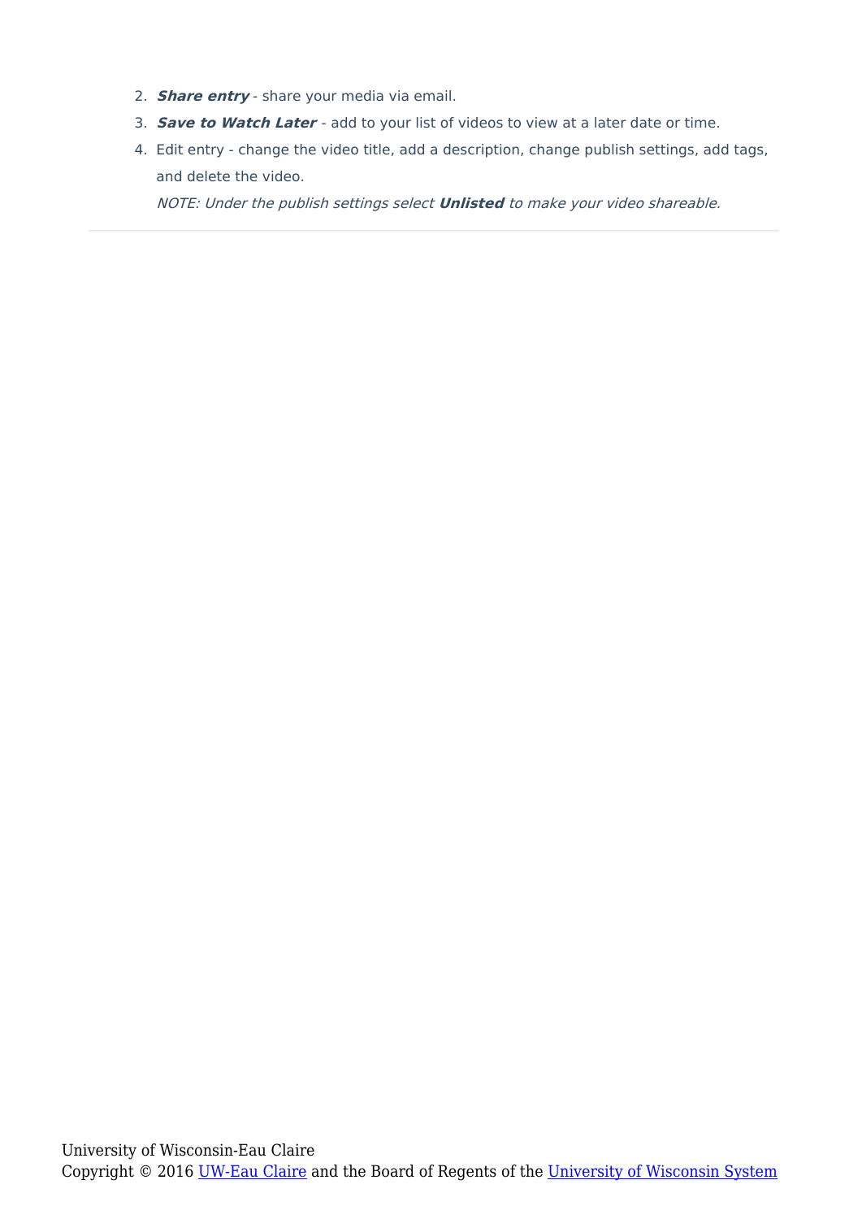2. ***Share entry*** - share your media via email.
3. ***Save to Watch Later*** - add to your list of videos to view at a later date or time.
4. Edit entry - change the video title, add a description, change publish settings, add tags, and delete the video.

   *NOTE: Under the publish settings select **Unlisted** to make your video shareable.*

---

University of Wisconsin-Eau Claire
Copyright © 2016 UW-Eau Claire and the Board of Regents of the University of Wisconsin System